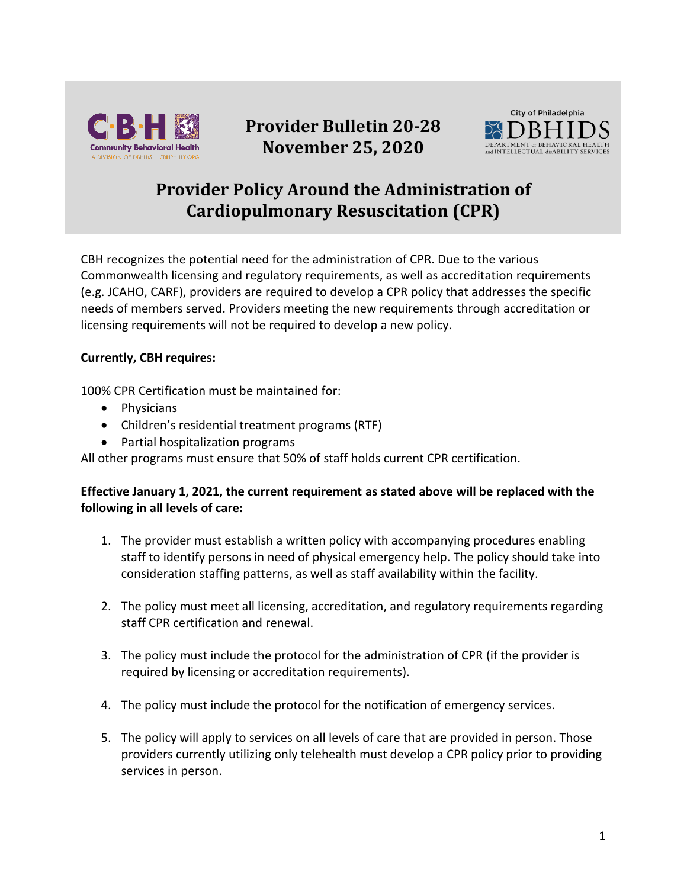# Provider Bulletin 20-28
# November 25, 2020

# Provider Policy Around the Administration of Cardiopulmonary Resuscitation (CPR)

CBH recognizes the potential need for the administration of CPR. Due to the various Commonwealth licensing and regulatory requirements, as well as accreditation requirements (e.g. JCAHO, CARF), providers are required to develop a CPR policy that addresses the specific needs of members served. Providers meeting the new requirements through accreditation or licensing requirements will not be required to develop a new policy.

**Currently, CBH requires:**

100% CPR Certification must be maintained for:

- Physicians
- Children's residential treatment programs (RTF)
- Partial hospitalization programs

All other programs must ensure that 50% of staff holds current CPR certification.

**Effective January 1, 2021, the current requirement as stated above will be replaced with the following in all levels of care:**

1. The provider must establish a written policy with accompanying procedures enabling staff to identify persons in need of physical emergency help. The policy should take into consideration staffing patterns, as well as staff availability within the facility.

2. The policy must meet all licensing, accreditation, and regulatory requirements regarding staff CPR certification and renewal.

3. The policy must include the protocol for the administration of CPR (if the provider is required by licensing or accreditation requirements).

4. The policy must include the protocol for the notification of emergency services.

5. The policy will apply to services on all levels of care that are provided in person. Those providers currently utilizing only telehealth must develop a CPR policy prior to providing services in person.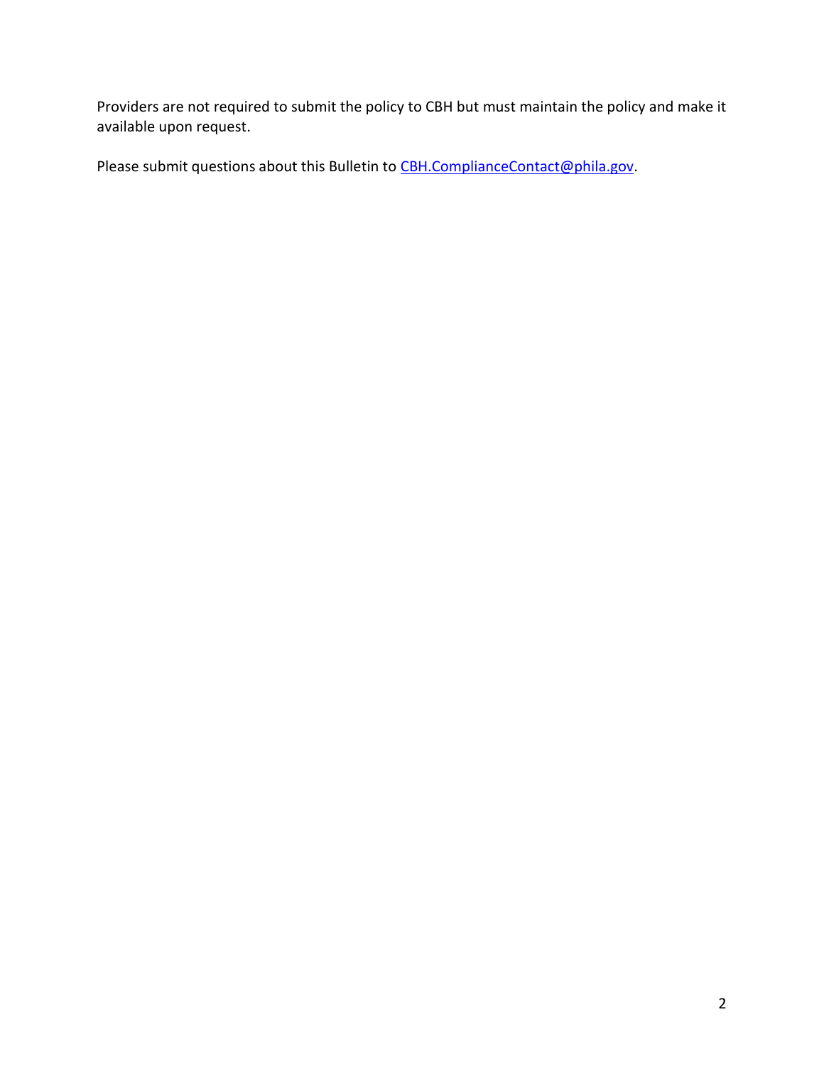Providers are not required to submit the policy to CBH but must maintain the policy and make it available upon request.

Please submit questions about this Bulletin to [CBH.ComplianceContact@phila.gov](mailto:CBH.ComplianceContact@phila.gov).